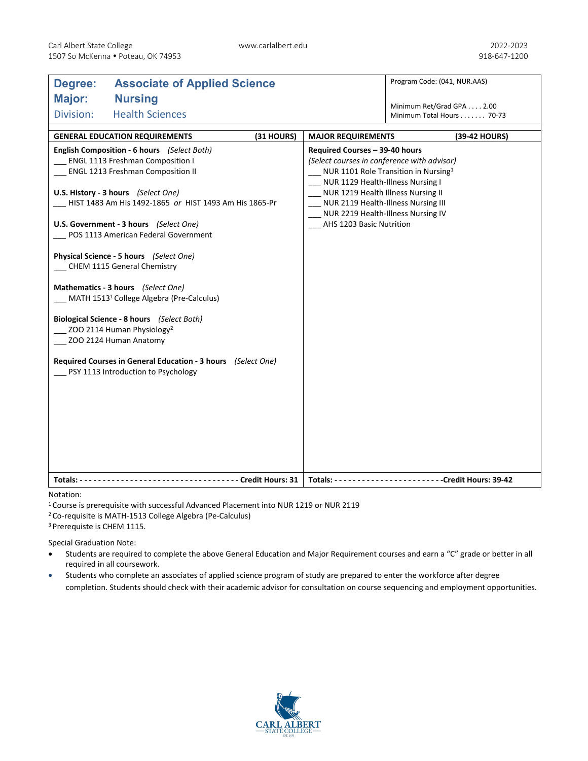Carl Albert State College
1507 So McKenna • Poteau, OK 74953

www.carlalbert.edu

2022-2023
918-647-1200

# Degree: Associate of Applied Science
## Major: Nursing
### Division: Health Sciences

Program Code: (041, NUR.AAS)

Minimum Ret/Grad GPA . . . . 2.00
Minimum Total Hours . . . . . . . 70-73

## GENERAL EDUCATION REQUIREMENTS (31 HOURS)

**English Composition - 6 hours** *(Select Both)*
___ ENGL 1113 Freshman Composition I
___ ENGL 1213 Freshman Composition II

**U.S. History - 3 hours** *(Select One)*
___ HIST 1483 Am His 1492-1865 *or* HIST 1493 Am His 1865-Pr

**U.S. Government - 3 hours** *(Select One)*
___ POS 1113 American Federal Government

**Physical Science - 5 hours** *(Select One)*
___ CHEM 1115 General Chemistry

**Mathematics - 3 hours** *(Select One)*
___ MATH 1513[1] College Algebra (Pre-Calculus)

**Biological Science - 8 hours** *(Select Both)*
___ ZOO 2114 Human Physiology[2]
___ ZOO 2124 Human Anatomy

**Required Courses in General Education - 3 hours** *(Select One)*
___ PSY 1113 Introduction to Psychology

**Totals: - - - - - - - - - - - - - - - - - - - - - - - - - - - - - - - - - - - Credit Hours: 31**

## MAJOR REQUIREMENTS (39-42 HOURS)

**Required Courses – 39-40 hours**
*(Select courses in conference with advisor)*
___ NUR 1101 Role Transition in Nursing[1]
___ NUR 1129 Health-Illness Nursing I
___ NUR 1219 Health Illness Nursing II
___ NUR 2119 Health-Illness Nursing III
___ NUR 2219 Health-Illness Nursing IV
___ AHS 1203 Basic Nutrition

**Totals: - - - - - - - - - - - - - - - - - - - - - - - -Credit Hours: 39-42**

Notation:
[1] Course is prerequisite with successful Advanced Placement into NUR 1219 or NUR 2119
[2] Co-requisite is MATH-1513 College Algebra (Pe-Calculus)
[3] Prerequiste is CHEM 1115.

Special Graduation Note:

- Students are required to complete the above General Education and Major Requirement courses and earn a "C" grade or better in all required in all coursework.
- Students who complete an associates of applied science program of study are prepared to enter the workforce after degree completion. Students should check with their academic advisor for consultation on course sequencing and employment opportunities.

CARL ALBERT STATE COLLEGE
EST. 1933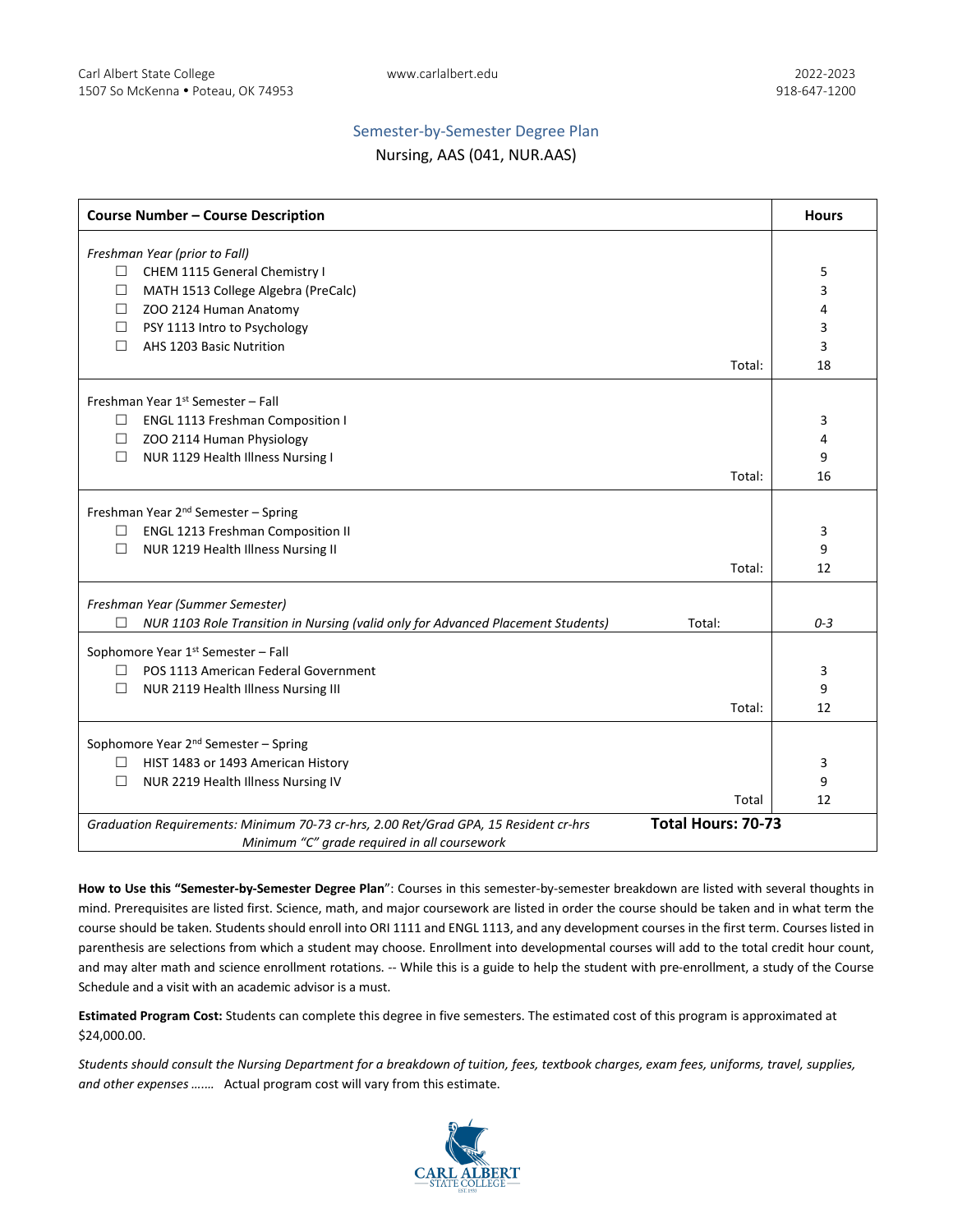Carl Albert State College
1507 So McKenna • Poteau, OK 74953

www.carlalbert.edu

2022-2023
918-647-1200

## Semester-by-Semester Degree Plan

### Nursing, AAS (041, NUR.AAS)

| Course Number – Course Description | Hours |
|---|---|
| *Freshman Year (prior to Fall)* | |
| ☐ CHEM 1115 General Chemistry I | 5 |
| ☐ MATH 1513 College Algebra (PreCalc) | 3 |
| ☐ ZOO 2124 Human Anatomy | 4 |
| ☐ PSY 1113 Intro to Psychology | 3 |
| ☐ AHS 1203 Basic Nutrition | 3 |
| Total: | 18 |
| Freshman Year 1st Semester – Fall | |
| ☐ ENGL 1113 Freshman Composition I | 3 |
| ☐ ZOO 2114 Human Physiology | 4 |
| ☐ NUR 1129 Health Illness Nursing I | 9 |
| Total: | 16 |
| Freshman Year 2nd Semester – Spring | |
| ☐ ENGL 1213 Freshman Composition II | 3 |
| ☐ NUR 1219 Health Illness Nursing II | 9 |
| Total: | 12 |
| *Freshman Year (Summer Semester)* | |
| ☐ *NUR 1103 Role Transition in Nursing (valid only for Advanced Placement Students)* Total: | *0-3* |
| Sophomore Year 1st Semester – Fall | |
| ☐ POS 1113 American Federal Government | 3 |
| ☐ NUR 2119 Health Illness Nursing III | 9 |
| Total: | 12 |
| Sophomore Year 2nd Semester – Spring | |
| ☐ HIST 1483 or 1493 American History | 3 |
| ☐ NUR 2219 Health Illness Nursing IV | 9 |
| Total | 12 |
| *Graduation Requirements: Minimum 70-73 cr-hrs, 2.00 Ret/Grad GPA, 15 Resident cr-hrs; Minimum "C" grade required in all coursework* | **Total Hours: 70-73** |

**How to Use this "Semester-by-Semester Degree Plan"**: Courses in this semester-by-semester breakdown are listed with several thoughts in mind. Prerequisites are listed first. Science, math, and major coursework are listed in order the course should be taken and in what term the course should be taken. Students should enroll into ORI 1111 and ENGL 1113, and any development courses in the first term. Courses listed in parenthesis are selections from which a student may choose. Enrollment into developmental courses will add to the total credit hour count, and may alter math and science enrollment rotations. -- While this is a guide to help the student with pre-enrollment, a study of the Course Schedule and a visit with an academic advisor is a must.

**Estimated Program Cost:** Students can complete this degree in five semesters. The estimated cost of this program is approximated at $24,000.00.

*Students should consult the Nursing Department for a breakdown of tuition, fees, textbook charges, exam fees, uniforms, travel, supplies, and other expenses …….* Actual program cost will vary from this estimate.

CARL ALBERT STATE COLLEGE